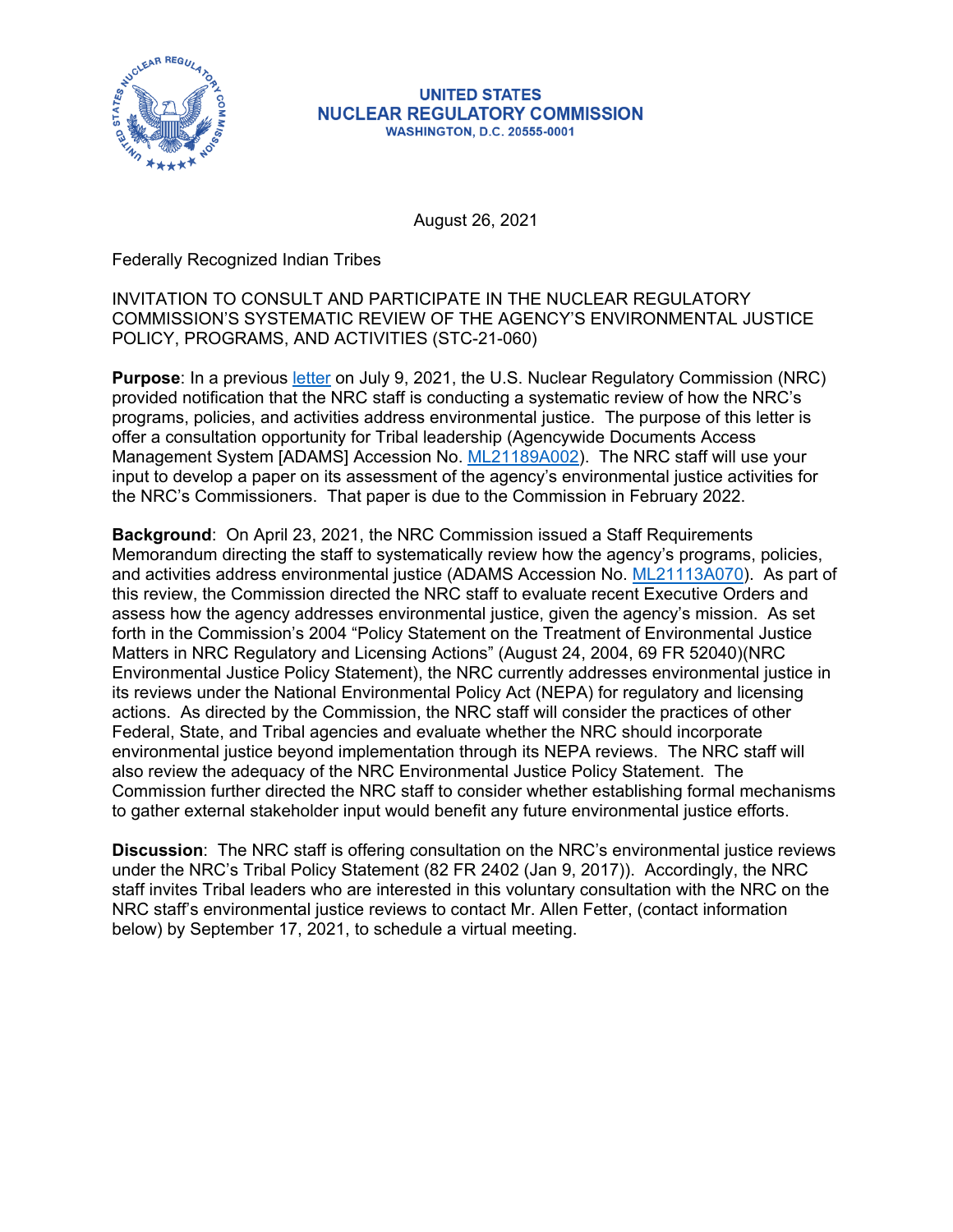**UNITED STATES**
**NUCLEAR REGULATORY COMMISSION**
**WASHINGTON, D.C. 20555-0001**

August 26, 2021

Federally Recognized Indian Tribes

INVITATION TO CONSULT AND PARTICIPATE IN THE NUCLEAR REGULATORY COMMISSION'S SYSTEMATIC REVIEW OF THE AGENCY'S ENVIRONMENTAL JUSTICE POLICY, PROGRAMS, AND ACTIVITIES (STC-21-060)

**Purpose**: In a previous letter on July 9, 2021, the U.S. Nuclear Regulatory Commission (NRC) provided notification that the NRC staff is conducting a systematic review of how the NRC's programs, policies, and activities address environmental justice. The purpose of this letter is offer a consultation opportunity for Tribal leadership (Agencywide Documents Access Management System [ADAMS] Accession No. ML21189A002). The NRC staff will use your input to develop a paper on its assessment of the agency's environmental justice activities for the NRC's Commissioners. That paper is due to the Commission in February 2022.

**Background**: On April 23, 2021, the NRC Commission issued a Staff Requirements Memorandum directing the staff to systematically review how the agency's programs, policies, and activities address environmental justice (ADAMS Accession No. ML21113A070). As part of this review, the Commission directed the NRC staff to evaluate recent Executive Orders and assess how the agency addresses environmental justice, given the agency's mission. As set forth in the Commission's 2004 "Policy Statement on the Treatment of Environmental Justice Matters in NRC Regulatory and Licensing Actions" (August 24, 2004, 69 FR 52040)(NRC Environmental Justice Policy Statement), the NRC currently addresses environmental justice in its reviews under the National Environmental Policy Act (NEPA) for regulatory and licensing actions. As directed by the Commission, the NRC staff will consider the practices of other Federal, State, and Tribal agencies and evaluate whether the NRC should incorporate environmental justice beyond implementation through its NEPA reviews. The NRC staff will also review the adequacy of the NRC Environmental Justice Policy Statement. The Commission further directed the NRC staff to consider whether establishing formal mechanisms to gather external stakeholder input would benefit any future environmental justice efforts.

**Discussion**: The NRC staff is offering consultation on the NRC's environmental justice reviews under the NRC's Tribal Policy Statement (82 FR 2402 (Jan 9, 2017)). Accordingly, the NRC staff invites Tribal leaders who are interested in this voluntary consultation with the NRC on the NRC staff's environmental justice reviews to contact Mr. Allen Fetter, (contact information below) by September 17, 2021, to schedule a virtual meeting.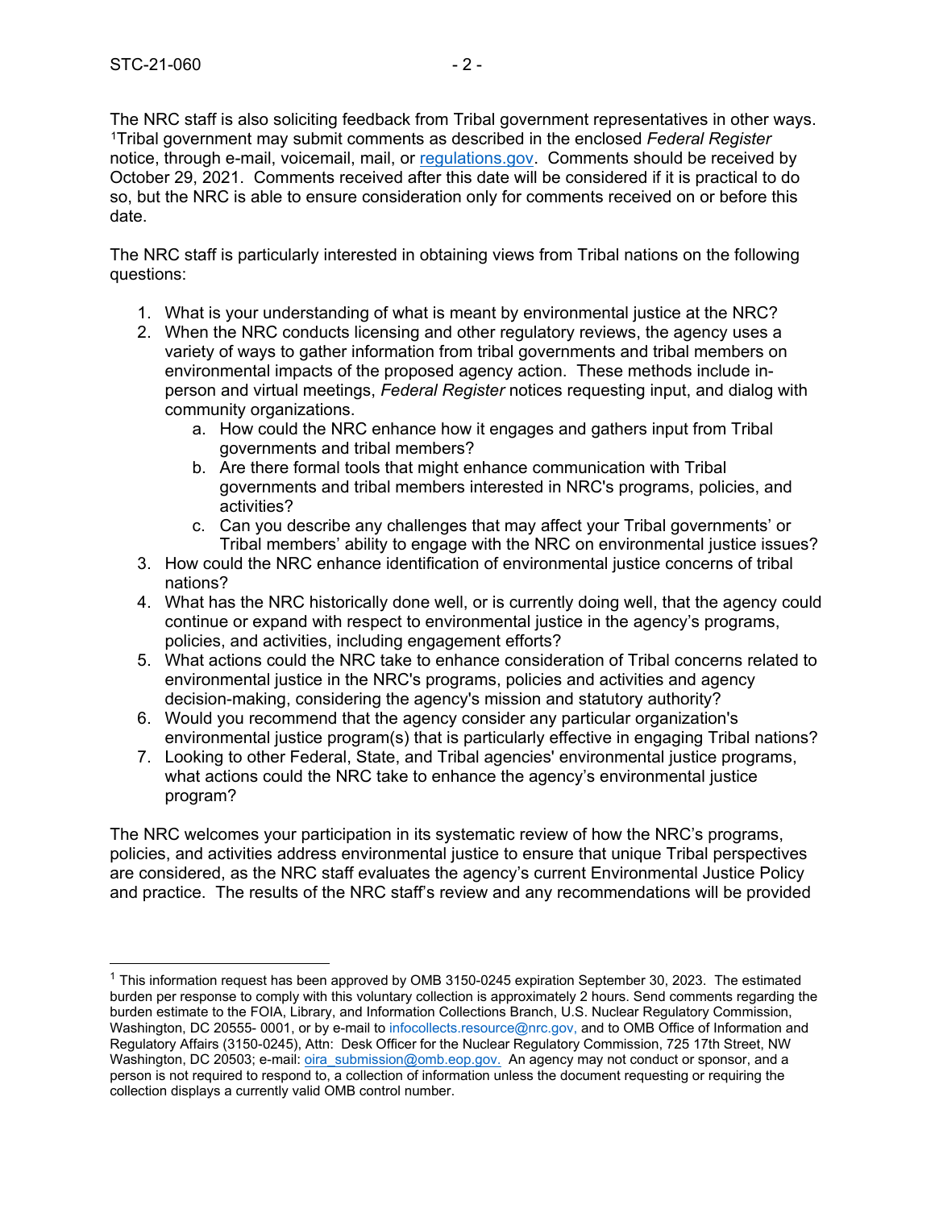The NRC staff is also soliciting feedback from Tribal government representatives in other ways. [1]Tribal government may submit comments as described in the enclosed *Federal Register* notice, through e-mail, voicemail, mail, or [regulations.gov](regulations.gov). Comments should be received by October 29, 2021. Comments received after this date will be considered if it is practical to do so, but the NRC is able to ensure consideration only for comments received on or before this date.

The NRC staff is particularly interested in obtaining views from Tribal nations on the following questions:

1. What is your understanding of what is meant by environmental justice at the NRC?
2. When the NRC conducts licensing and other regulatory reviews, the agency uses a variety of ways to gather information from tribal governments and tribal members on environmental impacts of the proposed agency action. These methods include in-person and virtual meetings, *Federal Register* notices requesting input, and dialog with community organizations.
    a. How could the NRC enhance how it engages and gathers input from Tribal governments and tribal members?
    b. Are there formal tools that might enhance communication with Tribal governments and tribal members interested in NRC's programs, policies, and activities?
    c. Can you describe any challenges that may affect your Tribal governments' or Tribal members' ability to engage with the NRC on environmental justice issues?
3. How could the NRC enhance identification of environmental justice concerns of tribal nations?
4. What has the NRC historically done well, or is currently doing well, that the agency could continue or expand with respect to environmental justice in the agency's programs, policies, and activities, including engagement efforts?
5. What actions could the NRC take to enhance consideration of Tribal concerns related to environmental justice in the NRC's programs, policies and activities and agency decision-making, considering the agency's mission and statutory authority?
6. Would you recommend that the agency consider any particular organization's environmental justice program(s) that is particularly effective in engaging Tribal nations?
7. Looking to other Federal, State, and Tribal agencies' environmental justice programs, what actions could the NRC take to enhance the agency's environmental justice program?

The NRC welcomes your participation in its systematic review of how the NRC's programs, policies, and activities address environmental justice to ensure that unique Tribal perspectives are considered, as the NRC staff evaluates the agency's current Environmental Justice Policy and practice. The results of the NRC staff's review and any recommendations will be provided

---

[1] This information request has been approved by OMB 3150-0245 expiration September 30, 2023. The estimated burden per response to comply with this voluntary collection is approximately 2 hours. Send comments regarding the burden estimate to the FOIA, Library, and Information Collections Branch, U.S. Nuclear Regulatory Commission, Washington, DC 20555- 0001, or by e-mail to infocollects.resource@nrc.gov, and to OMB Office of Information and Regulatory Affairs (3150-0245), Attn: Desk Officer for the Nuclear Regulatory Commission, 725 17th Street, NW Washington, DC 20503; e-mail: oira_submission@omb.eop.gov. An agency may not conduct or sponsor, and a person is not required to respond to, a collection of information unless the document requesting or requiring the collection displays a currently valid OMB control number.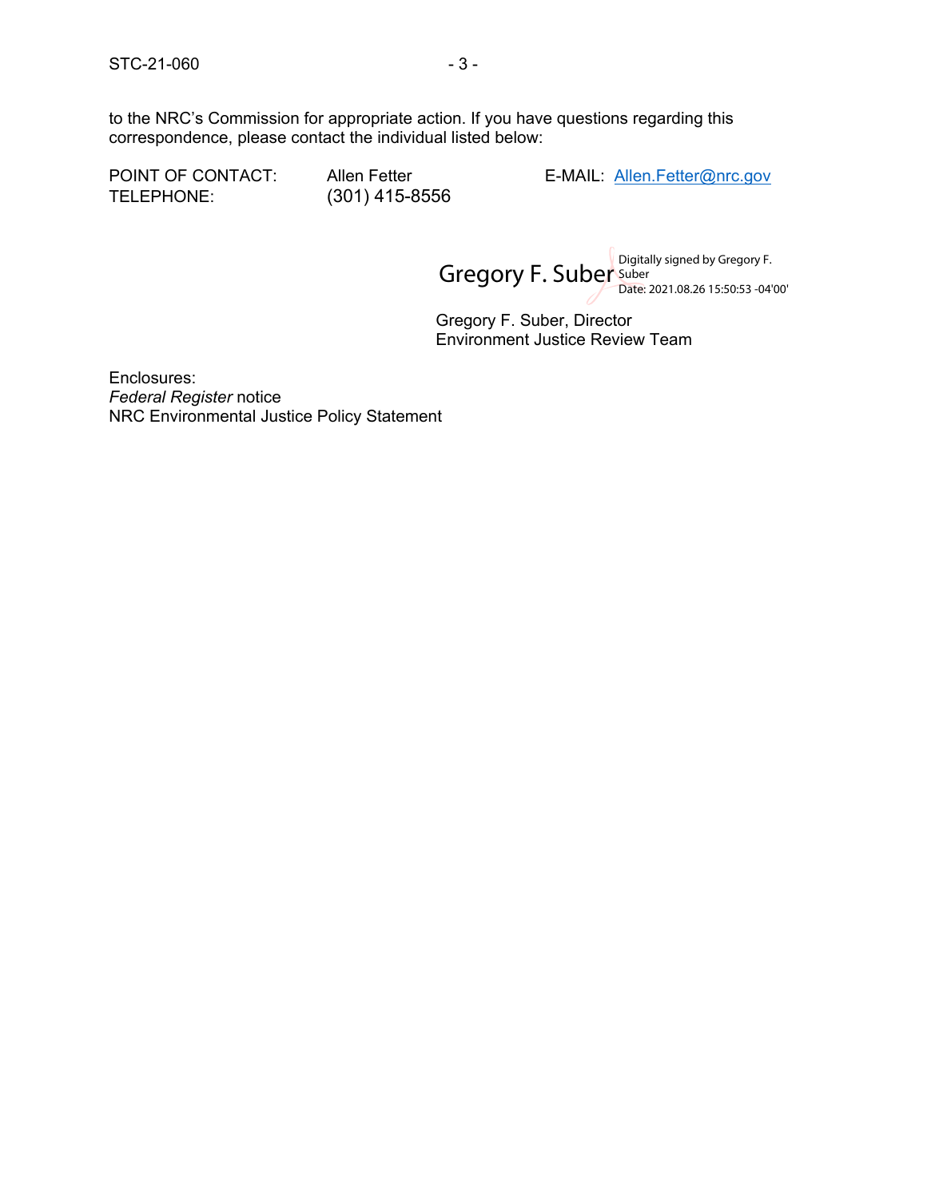to the NRC's Commission for appropriate action. If you have questions regarding this correspondence, please contact the individual listed below:

POINT OF CONTACT: Allen Fetter E-MAIL: Allen.Fetter@nrc.gov
TELEPHONE: (301) 415-8556

Gregory F. Suber Digitally signed by Gregory F. Suber
Date: 2021.08.26 15:50:53 -04'00'

Gregory F. Suber, Director
Environment Justice Review Team

Enclosures:
*Federal Register* notice
NRC Environmental Justice Policy Statement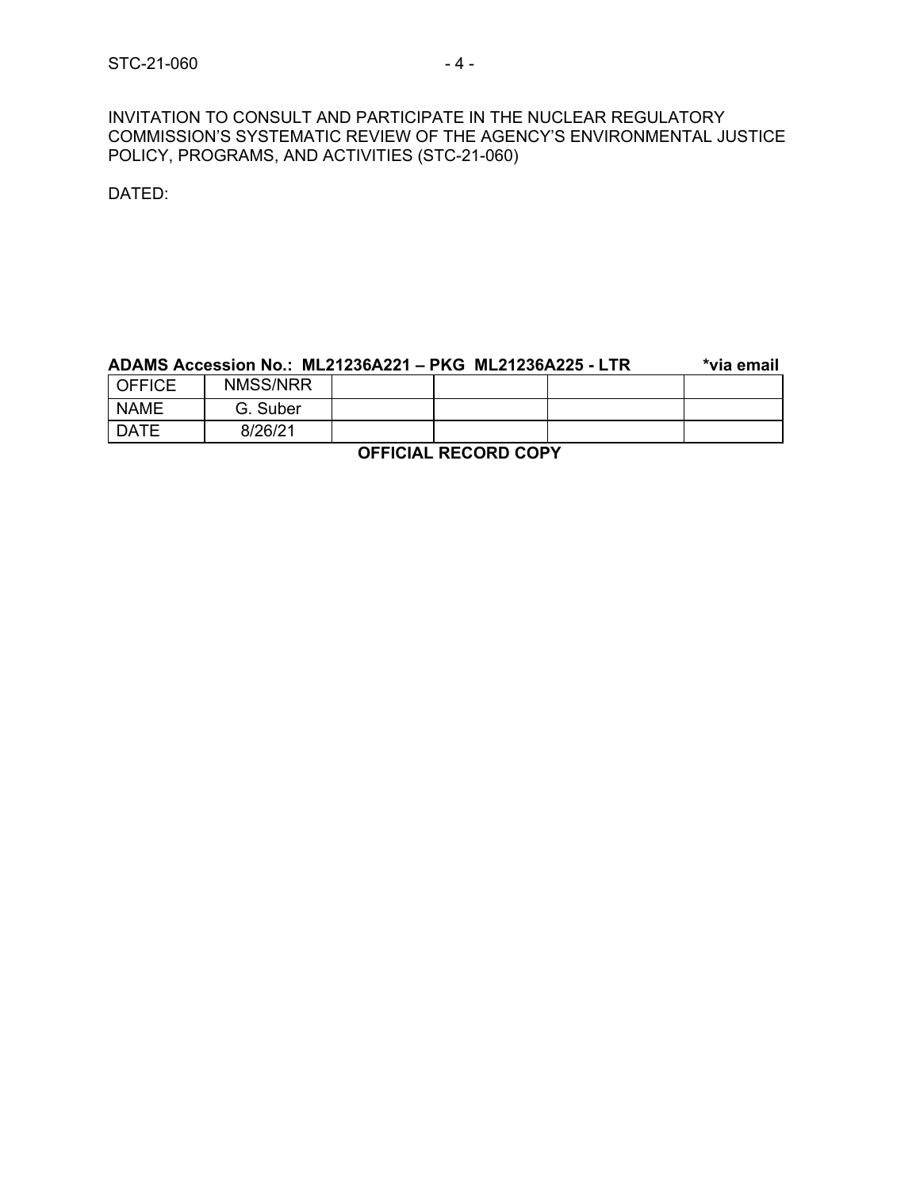INVITATION TO CONSULT AND PARTICIPATE IN THE NUCLEAR REGULATORY COMMISSION'S SYSTEMATIC REVIEW OF THE AGENCY'S ENVIRONMENTAL JUSTICE POLICY, PROGRAMS, AND ACTIVITIES (STC-21-060)

DATED:

**ADAMS Accession No.: ML21236A221 – PKG ML21236A225 - LTR** **\*via email**

| OFFICE | NMSS/NRR | | | | |
|---|---|---|---|---|---|
| NAME | G. Suber | | | | |
| DATE | 8/26/21 | | | | |

**OFFICIAL RECORD COPY**